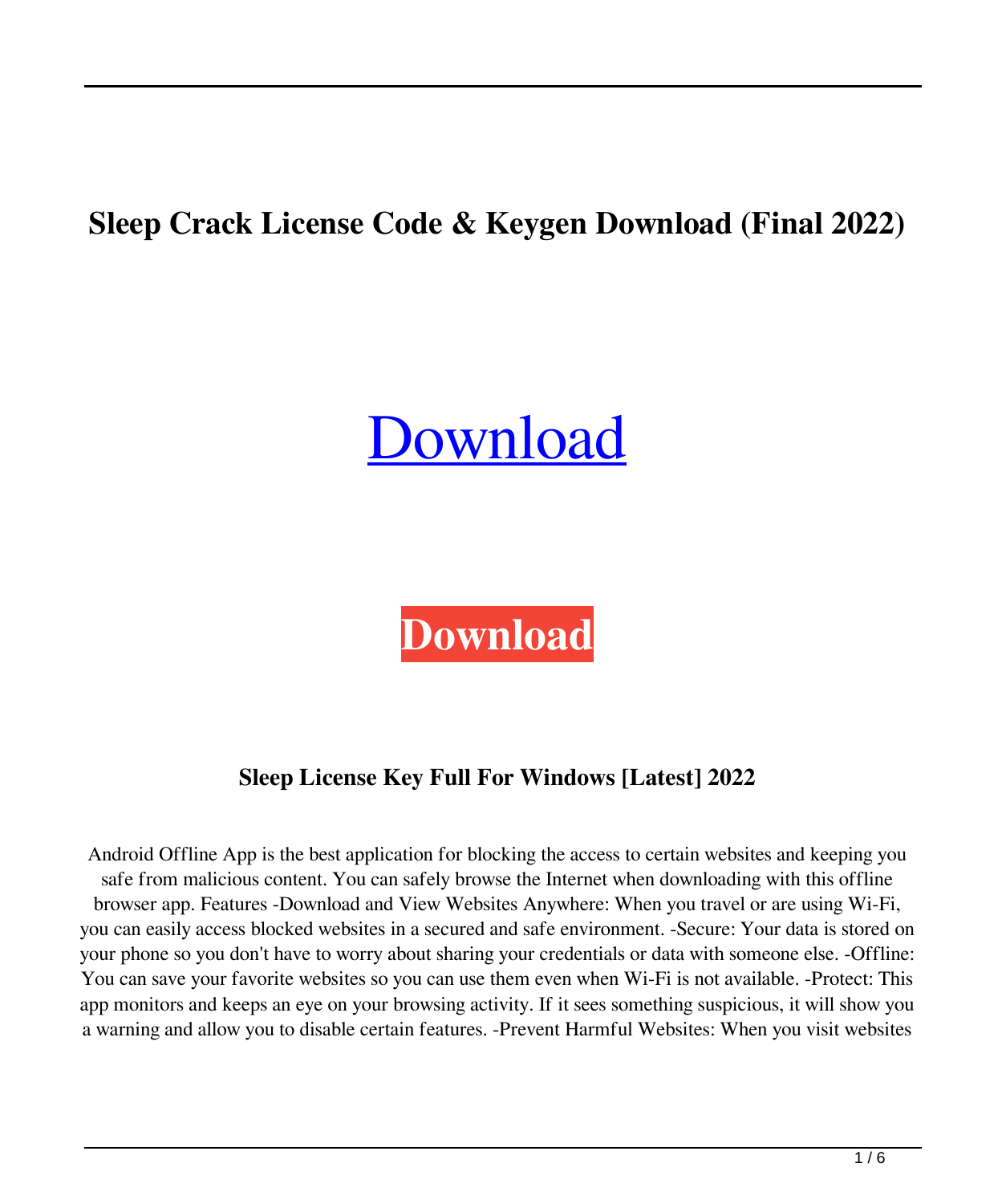# Sleep Crack License Code & Keygen Download (Final 2022)

Download

Download

## Sleep License Key Full For Windows [Latest] 2022

Android Offline App is the best application for blocking the access to certain websites and keeping you safe from malicious content. You can safely browse the Internet when downloading with this offline browser app. Features -Download and View Websites Anywhere: When you travel or are using Wi-Fi, you can easily access blocked websites in a secured and safe environment. -Secure: Your data is stored on your phone so you don't have to worry about sharing your credentials or data with someone else. -Offline: You can save your favorite websites so you can use them even when Wi-Fi is not available. -Protect: This app monitors and keeps an eye on your browsing activity. If it sees something suspicious, it will show you a warning and allow you to disable certain features. -Prevent Harmful Websites: When you visit websites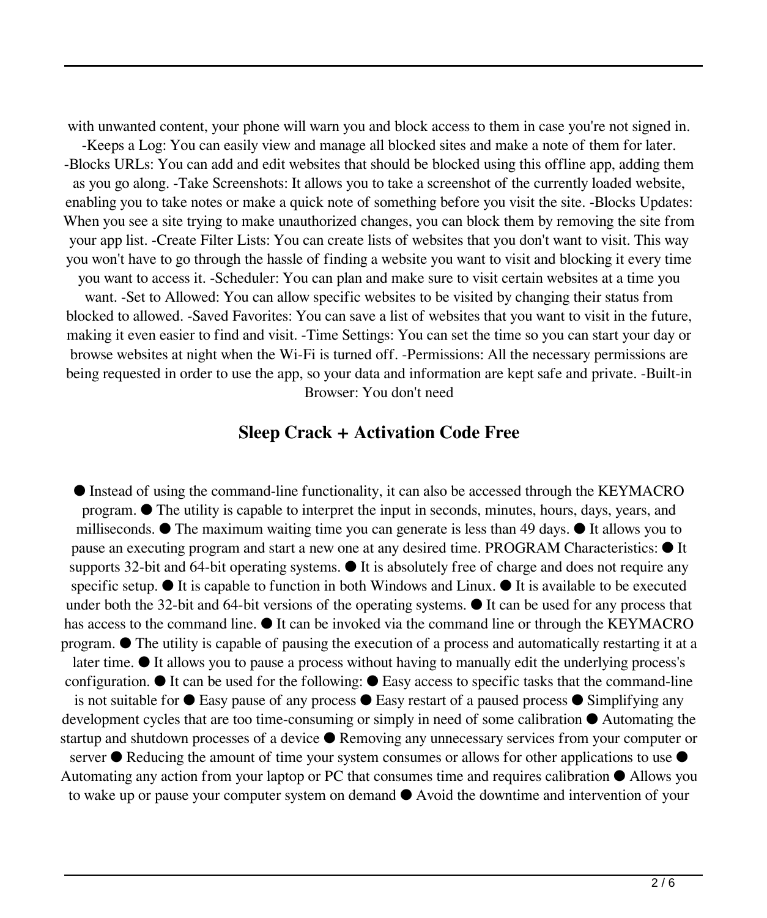with unwanted content, your phone will warn you and block access to them in case you're not signed in. -Keeps a Log: You can easily view and manage all blocked sites and make a note of them for later. -Blocks URLs: You can add and edit websites that should be blocked using this offline app, adding them as you go along. -Take Screenshots: It allows you to take a screenshot of the currently loaded website, enabling you to take notes or make a quick note of something before you visit the site. -Blocks Updates: When you see a site trying to make unauthorized changes, you can block them by removing the site from your app list. -Create Filter Lists: You can create lists of websites that you don't want to visit. This way you won't have to go through the hassle of finding a website you want to visit and blocking it every time you want to access it. -Scheduler: You can plan and make sure to visit certain websites at a time you want. -Set to Allowed: You can allow specific websites to be visited by changing their status from blocked to allowed. -Saved Favorites: You can save a list of websites that you want to visit in the future, making it even easier to find and visit. -Time Settings: You can set the time so you can start your day or browse websites at night when the Wi-Fi is turned off. -Permissions: All the necessary permissions are being requested in order to use the app, so your data and information are kept safe and private. -Built-in Browser: You don't need

## Sleep Crack + Activation Code Free

● Instead of using the command-line functionality, it can also be accessed through the KEYMACRO program. ● The utility is capable to interpret the input in seconds, minutes, hours, days, years, and milliseconds. ● The maximum waiting time you can generate is less than 49 days. ● It allows you to pause an executing program and start a new one at any desired time. PROGRAM Characteristics: ● It supports 32-bit and 64-bit operating systems. ● It is absolutely free of charge and does not require any specific setup. ● It is capable to function in both Windows and Linux. ● It is available to be executed under both the 32-bit and 64-bit versions of the operating systems. ● It can be used for any process that has access to the command line. ● It can be invoked via the command line or through the KEYMACRO program. ● The utility is capable of pausing the execution of a process and automatically restarting it at a later time. ● It allows you to pause a process without having to manually edit the underlying process's configuration. ● It can be used for the following: ● Easy access to specific tasks that the command-line is not suitable for ● Easy pause of any process ● Easy restart of a paused process ● Simplifying any development cycles that are too time-consuming or simply in need of some calibration ● Automating the startup and shutdown processes of a device ● Removing any unnecessary services from your computer or server ● Reducing the amount of time your system consumes or allows for other applications to use ● Automating any action from your laptop or PC that consumes time and requires calibration ● Allows you to wake up or pause your computer system on demand ● Avoid the downtime and intervention of your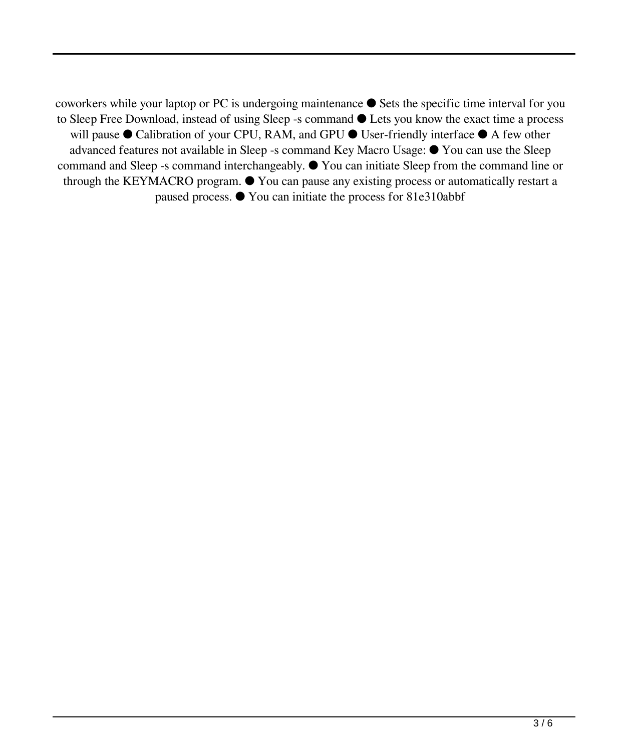coworkers while your laptop or PC is undergoing maintenance ● Sets the specific time interval for you to Sleep Free Download, instead of using Sleep -s command ● Lets you know the exact time a process will pause ● Calibration of your CPU, RAM, and GPU ● User-friendly interface ● A few other advanced features not available in Sleep -s command Key Macro Usage: ● You can use the Sleep command and Sleep -s command interchangeably. ● You can initiate Sleep from the command line or through the KEYMACRO program. ● You can pause any existing process or automatically restart a paused process. ● You can initiate the process for 81e310abbf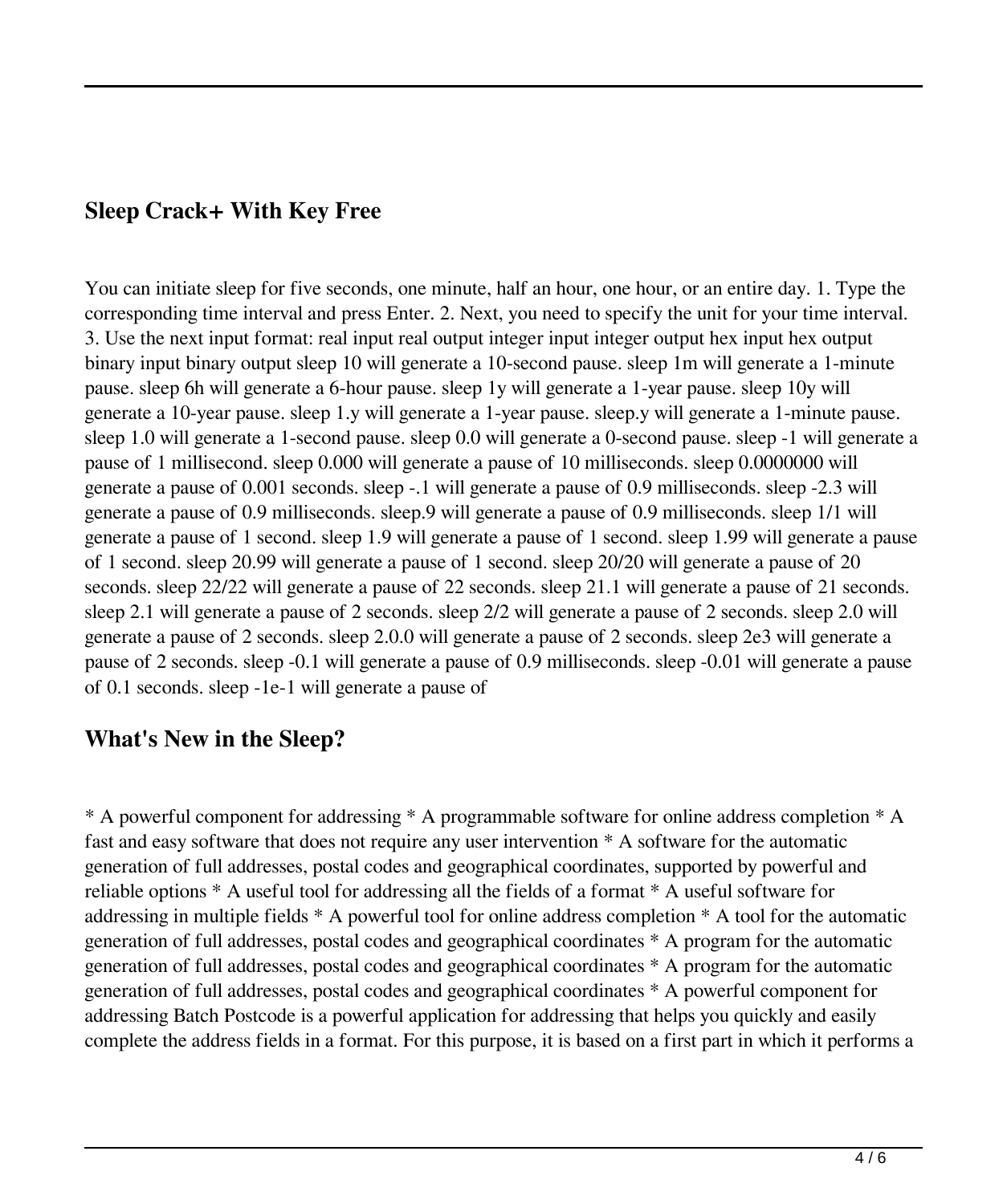## Sleep Crack+ With Key Free

You can initiate sleep for five seconds, one minute, half an hour, one hour, or an entire day. 1. Type the corresponding time interval and press Enter. 2. Next, you need to specify the unit for your time interval. 3. Use the next input format: real input real output integer input integer output hex input hex output binary input binary output sleep 10 will generate a 10-second pause. sleep 1m will generate a 1-minute pause. sleep 6h will generate a 6-hour pause. sleep 1y will generate a 1-year pause. sleep 10y will generate a 10-year pause. sleep 1.y will generate a 1-year pause. sleep.y will generate a 1-minute pause. sleep 1.0 will generate a 1-second pause. sleep 0.0 will generate a 0-second pause. sleep -1 will generate a pause of 1 millisecond. sleep 0.000 will generate a pause of 10 milliseconds. sleep 0.0000000 will generate a pause of 0.001 seconds. sleep -.1 will generate a pause of 0.9 milliseconds. sleep -2.3 will generate a pause of 0.9 milliseconds. sleep.9 will generate a pause of 0.9 milliseconds. sleep 1/1 will generate a pause of 1 second. sleep 1.9 will generate a pause of 1 second. sleep 1.99 will generate a pause of 1 second. sleep 20.99 will generate a pause of 1 second. sleep 20/20 will generate a pause of 20 seconds. sleep 22/22 will generate a pause of 22 seconds. sleep 21.1 will generate a pause of 21 seconds. sleep 2.1 will generate a pause of 2 seconds. sleep 2/2 will generate a pause of 2 seconds. sleep 2.0 will generate a pause of 2 seconds. sleep 2.0.0 will generate a pause of 2 seconds. sleep 2e3 will generate a pause of 2 seconds. sleep -0.1 will generate a pause of 0.9 milliseconds. sleep -0.01 will generate a pause of 0.1 seconds. sleep -1e-1 will generate a pause of

## What's New in the Sleep?

* A powerful component for addressing * A programmable software for online address completion * A fast and easy software that does not require any user intervention * A software for the automatic generation of full addresses, postal codes and geographical coordinates, supported by powerful and reliable options * A useful tool for addressing all the fields of a format * A useful software for addressing in multiple fields * A powerful tool for online address completion * A tool for the automatic generation of full addresses, postal codes and geographical coordinates * A program for the automatic generation of full addresses, postal codes and geographical coordinates * A program for the automatic generation of full addresses, postal codes and geographical coordinates * A powerful component for addressing Batch Postcode is a powerful application for addressing that helps you quickly and easily complete the address fields in a format. For this purpose, it is based on a first part in which it performs a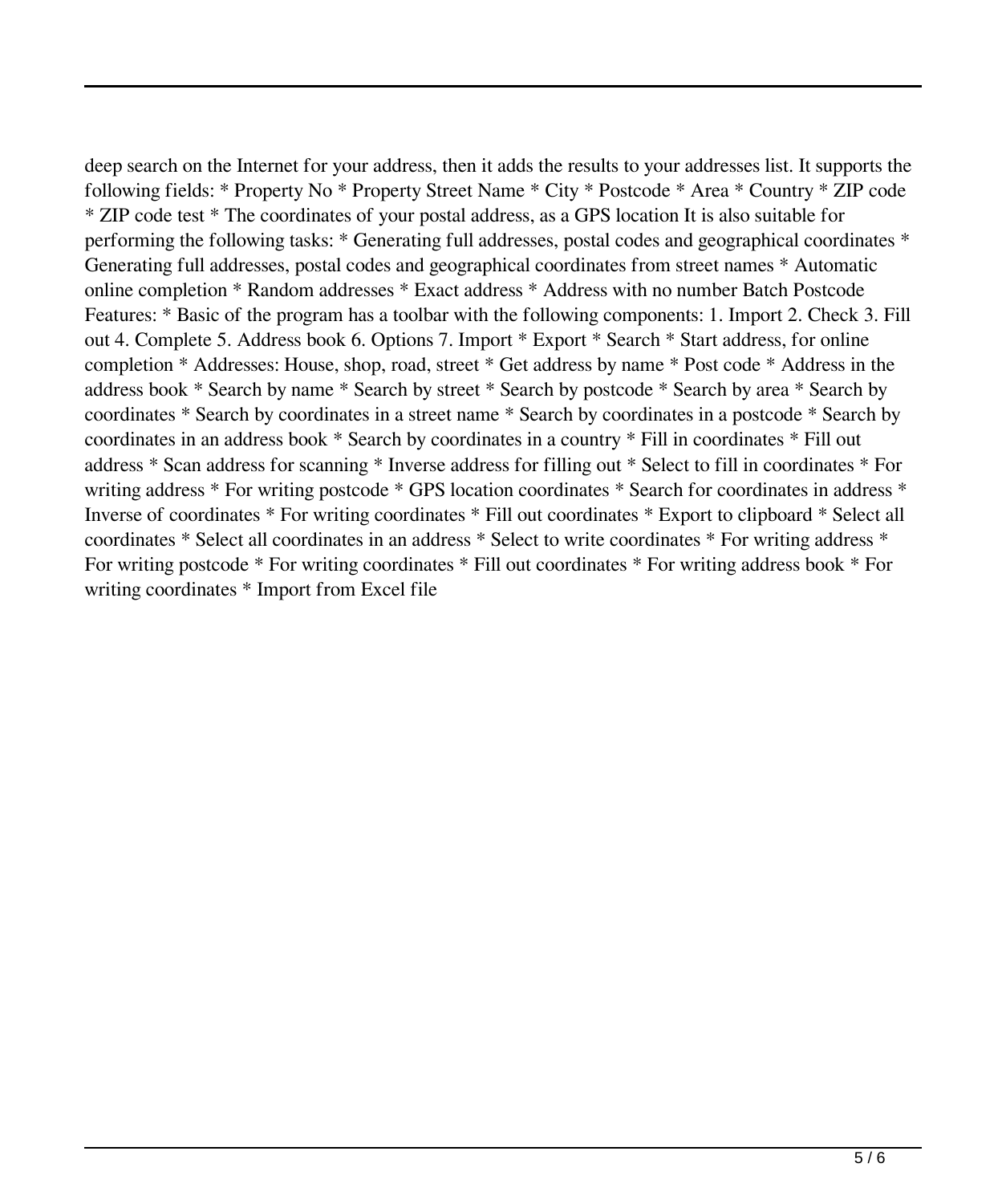deep search on the Internet for your address, then it adds the results to your addresses list. It supports the following fields: * Property No * Property Street Name * City * Postcode * Area * Country * ZIP code * ZIP code test * The coordinates of your postal address, as a GPS location It is also suitable for performing the following tasks: * Generating full addresses, postal codes and geographical coordinates * Generating full addresses, postal codes and geographical coordinates from street names * Automatic online completion * Random addresses * Exact address * Address with no number Batch Postcode Features: * Basic of the program has a toolbar with the following components: 1. Import 2. Check 3. Fill out 4. Complete 5. Address book 6. Options 7. Import * Export * Search * Start address, for online completion * Addresses: House, shop, road, street * Get address by name * Post code * Address in the address book * Search by name * Search by street * Search by postcode * Search by area * Search by coordinates * Search by coordinates in a street name * Search by coordinates in a postcode * Search by coordinates in an address book * Search by coordinates in a country * Fill in coordinates * Fill out address * Scan address for scanning * Inverse address for filling out * Select to fill in coordinates * For writing address * For writing postcode * GPS location coordinates * Search for coordinates in address * Inverse of coordinates * For writing coordinates * Fill out coordinates * Export to clipboard * Select all coordinates * Select all coordinates in an address * Select to write coordinates * For writing address * For writing postcode * For writing coordinates * Fill out coordinates * For writing address book * For writing coordinates * Import from Excel file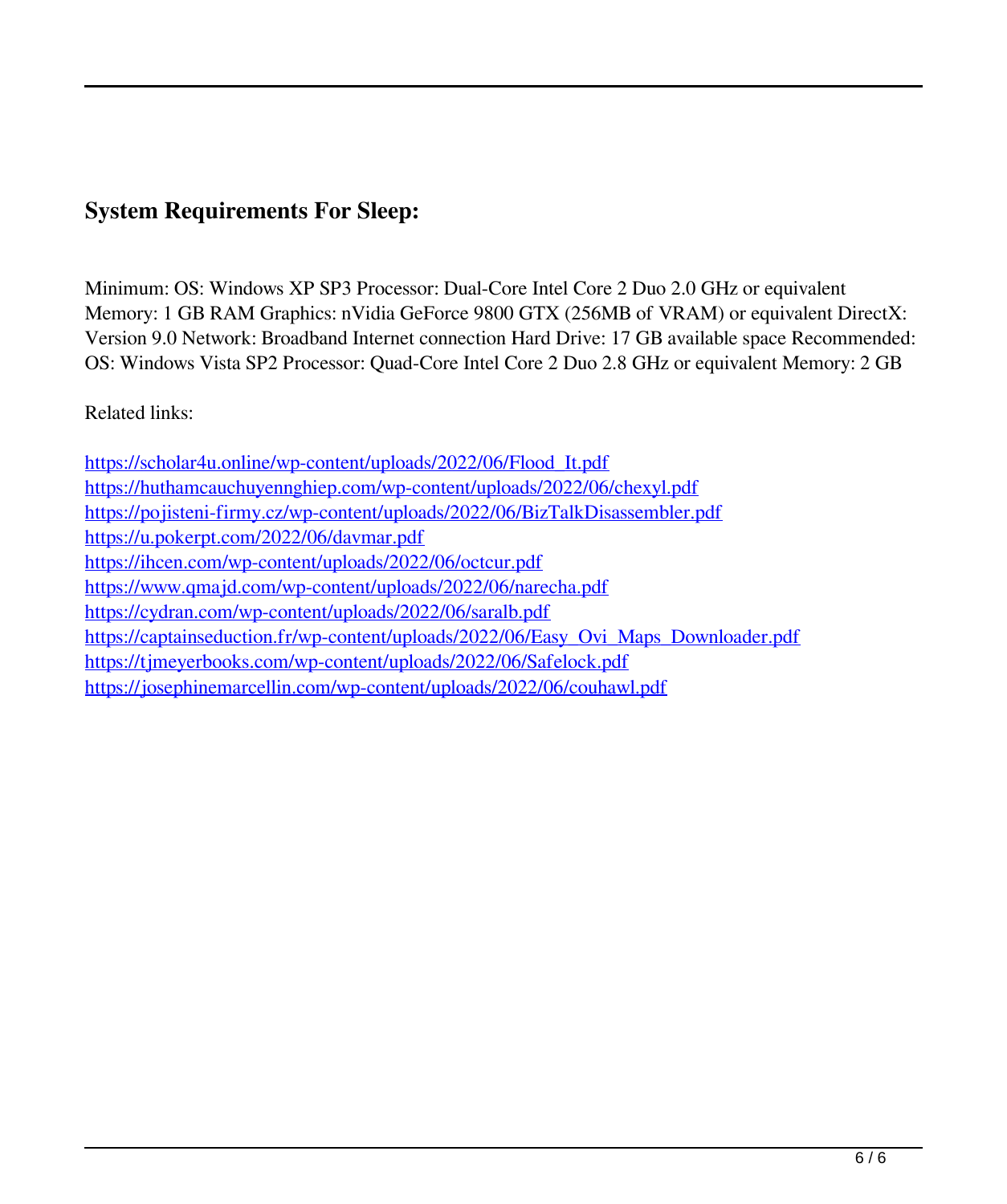## System Requirements For Sleep:

Minimum: OS: Windows XP SP3 Processor: Dual-Core Intel Core 2 Duo 2.0 GHz or equivalent Memory: 1 GB RAM Graphics: nVidia GeForce 9800 GTX (256MB of VRAM) or equivalent DirectX: Version 9.0 Network: Broadband Internet connection Hard Drive: 17 GB available space Recommended: OS: Windows Vista SP2 Processor: Quad-Core Intel Core 2 Duo 2.8 GHz or equivalent Memory: 2 GB

Related links:

https://scholar4u.online/wp-content/uploads/2022/06/Flood_It.pdf
https://huthamcauchuyennghiep.com/wp-content/uploads/2022/06/chexyl.pdf
https://pojisteni-firmy.cz/wp-content/uploads/2022/06/BizTalkDisassembler.pdf
https://u.pokerpt.com/2022/06/davmar.pdf
https://ihcen.com/wp-content/uploads/2022/06/octcur.pdf
https://www.qmajd.com/wp-content/uploads/2022/06/narecha.pdf
https://cydran.com/wp-content/uploads/2022/06/saralb.pdf
https://captainseduction.fr/wp-content/uploads/2022/06/Easy_Ovi_Maps_Downloader.pdf
https://tjmeyerbooks.com/wp-content/uploads/2022/06/Safelock.pdf
https://josephinemarcellin.com/wp-content/uploads/2022/06/couhawl.pdf